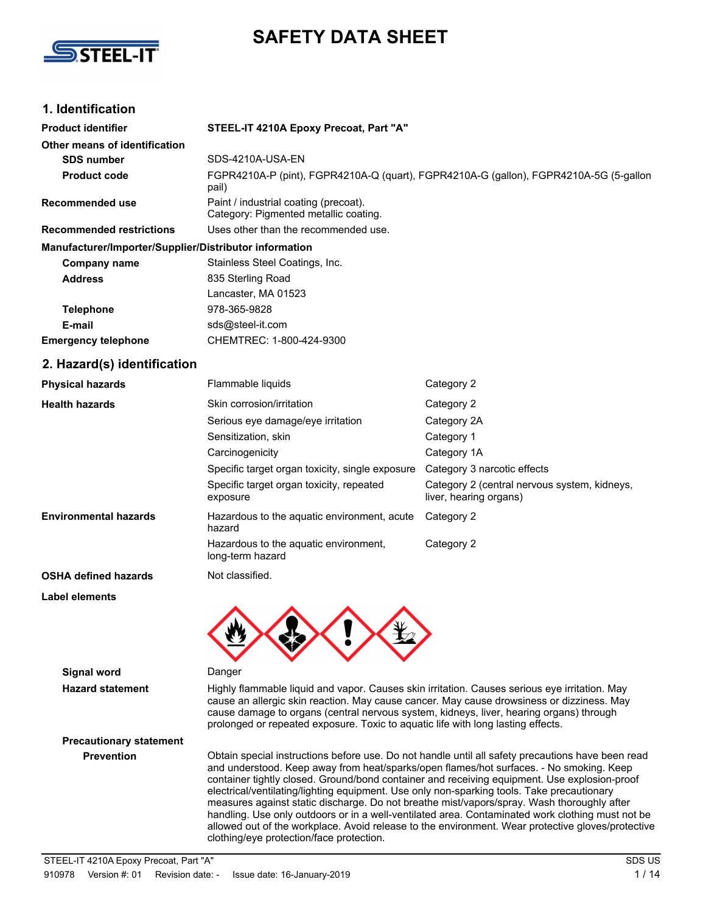# SAFETY DATA SHEET

## 1. Identification

| | |
|---|---|
| **Product identifier** | **STEEL-IT 4210A Epoxy Precoat, Part "A"** |
| **Other means of identification** | |
| **SDS number** | SDS-4210A-USA-EN |
| **Product code** | FGPR4210A-P (pint), FGPR4210A-Q (quart), FGPR4210A-G (gallon), FGPR4210A-5G (5-gallon pail) |
| **Recommended use** | Paint / industrial coating (precoat). Category: Pigmented metallic coating. |
| **Recommended restrictions** | Uses other than the recommended use. |

**Manufacturer/Importer/Supplier/Distributor information**

| | |
|---|---|
| **Company name** | Stainless Steel Coatings, Inc. |
| **Address** | 835 Sterling Road<br>Lancaster, MA 01523 |
| **Telephone** | 978-365-9828 |
| **E-mail** | sds@steel-it.com |
| **Emergency telephone** | CHEMTREC: 1-800-424-9300 |

## 2. Hazard(s) identification

| | | |
|---|---|---|
| **Physical hazards** | Flammable liquids | Category 2 |
| **Health hazards** | Skin corrosion/irritation | Category 2 |
| | Serious eye damage/eye irritation | Category 2A |
| | Sensitization, skin | Category 1 |
| | Carcinogenicity | Category 1A |
| | Specific target organ toxicity, single exposure | Category 3 narcotic effects |
| | Specific target organ toxicity, repeated exposure | Category 2 (central nervous system, kidneys, liver, hearing organs) |
| **Environmental hazards** | Hazardous to the aquatic environment, acute hazard | Category 2 |
| | Hazardous to the aquatic environment, long-term hazard | Category 2 |
| **OSHA defined hazards** | Not classified. | |

**Label elements**

**Signal word** Danger

**Hazard statement** Highly flammable liquid and vapor. Causes skin irritation. Causes serious eye irritation. May cause an allergic skin reaction. May cause cancer. May cause drowsiness or dizziness. May cause damage to organs (central nervous system, kidneys, liver, hearing organs) through prolonged or repeated exposure. Toxic to aquatic life with long lasting effects.

**Precautionary statement**

**Prevention** Obtain special instructions before use. Do not handle until all safety precautions have been read and understood. Keep away from heat/sparks/open flames/hot surfaces. - No smoking. Keep container tightly closed. Ground/bond container and receiving equipment. Use explosion-proof electrical/ventilating/lighting equipment. Use only non-sparking tools. Take precautionary measures against static discharge. Do not breathe mist/vapors/spray. Wash thoroughly after handling. Use only outdoors or in a well-ventilated area. Contaminated work clothing must not be allowed out of the workplace. Avoid release to the environment. Wear protective gloves/protective clothing/eye protection/face protection.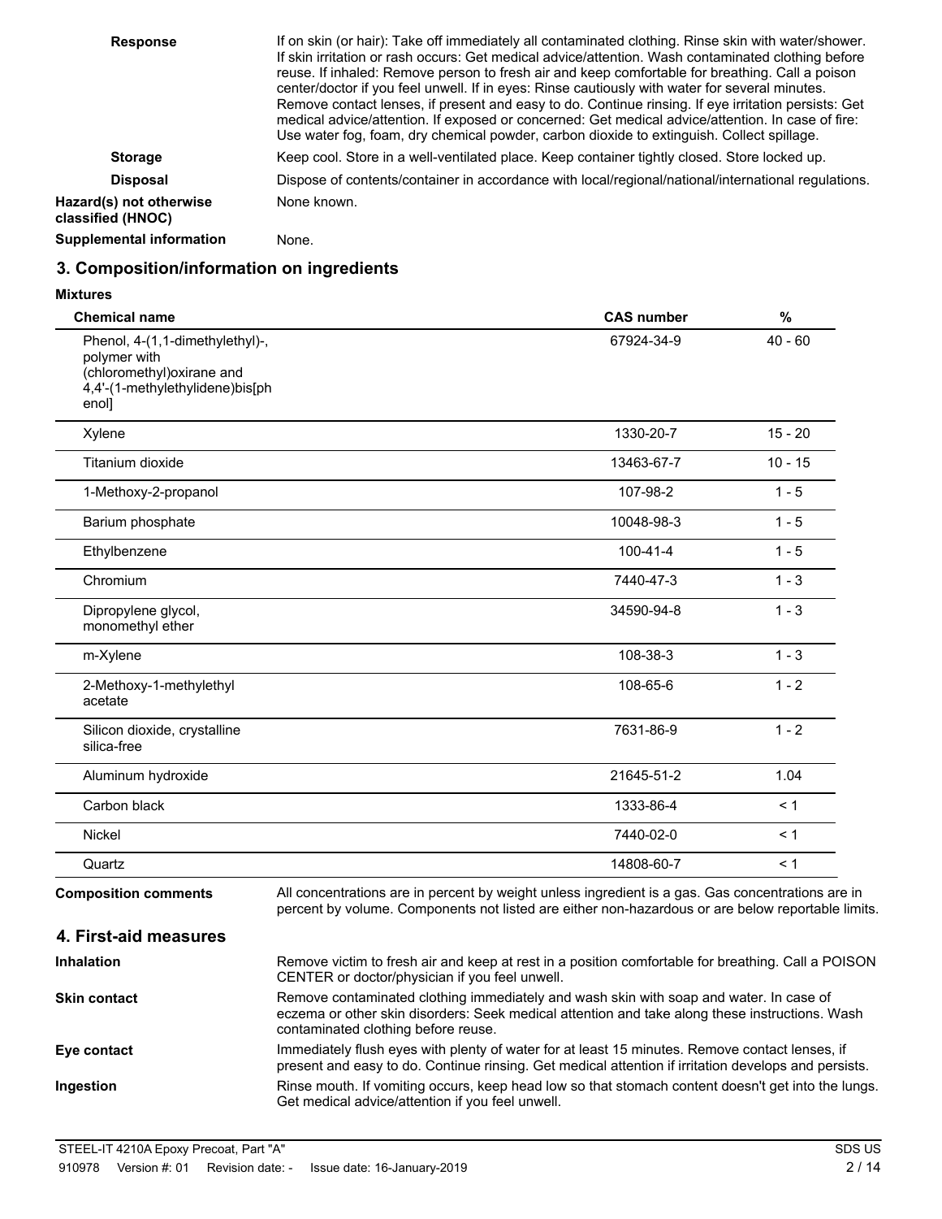| | |
|---|---|
| **Response** | If on skin (or hair): Take off immediately all contaminated clothing. Rinse skin with water/shower. If skin irritation or rash occurs: Get medical advice/attention. Wash contaminated clothing before reuse. If inhaled: Remove person to fresh air and keep comfortable for breathing. Call a poison center/doctor if you feel unwell. If in eyes: Rinse cautiously with water for several minutes. Remove contact lenses, if present and easy to do. Continue rinsing. If eye irritation persists: Get medical advice/attention. If exposed or concerned: Get medical advice/attention. In case of fire: Use water fog, foam, dry chemical powder, carbon dioxide to extinguish. Collect spillage. |
| **Storage** | Keep cool. Store in a well-ventilated place. Keep container tightly closed. Store locked up. |
| **Disposal** | Dispose of contents/container in accordance with local/regional/national/international regulations. |
| **Hazard(s) not otherwise classified (HNOC)** | None known. |
| **Supplemental information** | None. |

## 3. Composition/information on ingredients

**Mixtures**

| Chemical name | CAS number | % |
|---|---|---|
| Phenol, 4-(1,1-dimethylethyl)-, polymer with (chloromethyl)oxirane and 4,4'-(1-methylethylidene)bis[phenol] | 67924-34-9 | 40 - 60 |
| Xylene | 1330-20-7 | 15 - 20 |
| Titanium dioxide | 13463-67-7 | 10 - 15 |
| 1-Methoxy-2-propanol | 107-98-2 | 1 - 5 |
| Barium phosphate | 10048-98-3 | 1 - 5 |
| Ethylbenzene | 100-41-4 | 1 - 5 |
| Chromium | 7440-47-3 | 1 - 3 |
| Dipropylene glycol, monomethyl ether | 34590-94-8 | 1 - 3 |
| m-Xylene | 108-38-3 | 1 - 3 |
| 2-Methoxy-1-methylethyl acetate | 108-65-6 | 1 - 2 |
| Silicon dioxide, crystalline silica-free | 7631-86-9 | 1 - 2 |
| Aluminum hydroxide | 21645-51-2 | 1.04 |
| Carbon black | 1333-86-4 | < 1 |
| Nickel | 7440-02-0 | < 1 |
| Quartz | 14808-60-7 | < 1 |

**Composition comments** All concentrations are in percent by weight unless ingredient is a gas. Gas concentrations are in percent by volume. Components not listed are either non-hazardous or are below reportable limits.

## 4. First-aid measures

| | |
|---|---|
| **Inhalation** | Remove victim to fresh air and keep at rest in a position comfortable for breathing. Call a POISON CENTER or doctor/physician if you feel unwell. |
| **Skin contact** | Remove contaminated clothing immediately and wash skin with soap and water. In case of eczema or other skin disorders: Seek medical attention and take along these instructions. Wash contaminated clothing before reuse. |
| **Eye contact** | Immediately flush eyes with plenty of water for at least 15 minutes. Remove contact lenses, if present and easy to do. Continue rinsing. Get medical attention if irritation develops and persists. |
| **Ingestion** | Rinse mouth. If vomiting occurs, keep head low so that stomach content doesn't get into the lungs. Get medical advice/attention if you feel unwell. |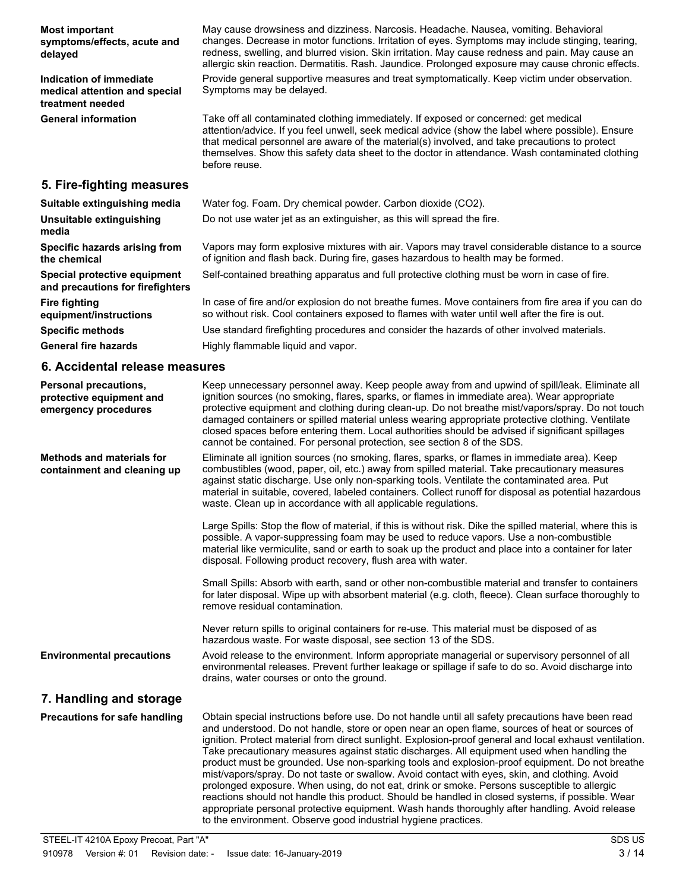| | |
|---|---|
| **Most important symptoms/effects, acute and delayed** | May cause drowsiness and dizziness. Narcosis. Headache. Nausea, vomiting. Behavioral changes. Decrease in motor functions. Irritation of eyes. Symptoms may include stinging, tearing, redness, swelling, and blurred vision. Skin irritation. May cause redness and pain. May cause an allergic skin reaction. Dermatitis. Rash. Jaundice. Prolonged exposure may cause chronic effects. |
| **Indication of immediate medical attention and special treatment needed** | Provide general supportive measures and treat symptomatically. Keep victim under observation. Symptoms may be delayed. |
| **General information** | Take off all contaminated clothing immediately. If exposed or concerned: get medical attention/advice. If you feel unwell, seek medical advice (show the label where possible). Ensure that medical personnel are aware of the material(s) involved, and take precautions to protect themselves. Show this safety data sheet to the doctor in attendance. Wash contaminated clothing before reuse. |

## 5. Fire-fighting measures

| | |
|---|---|
| **Suitable extinguishing media** | Water fog. Foam. Dry chemical powder. Carbon dioxide ($CO_2$). |
| **Unsuitable extinguishing media** | Do not use water jet as an extinguisher, as this will spread the fire. |
| **Specific hazards arising from the chemical** | Vapors may form explosive mixtures with air. Vapors may travel considerable distance to a source of ignition and flash back. During fire, gases hazardous to health may be formed. |
| **Special protective equipment and precautions for firefighters** | Self-contained breathing apparatus and full protective clothing must be worn in case of fire. |
| **Fire fighting equipment/instructions** | In case of fire and/or explosion do not breathe fumes. Move containers from fire area if you can do so without risk. Cool containers exposed to flames with water until well after the fire is out. |
| **Specific methods** | Use standard firefighting procedures and consider the hazards of other involved materials. |
| **General fire hazards** | Highly flammable liquid and vapor. |

## 6. Accidental release measures

**Personal precautions, protective equipment and emergency procedures**

Keep unnecessary personnel away. Keep people away from and upwind of spill/leak. Eliminate all ignition sources (no smoking, flares, sparks, or flames in immediate area). Wear appropriate protective equipment and clothing during clean-up. Do not breathe mist/vapors/spray. Do not touch damaged containers or spilled material unless wearing appropriate protective clothing. Ventilate closed spaces before entering them. Local authorities should be advised if significant spillages cannot be contained. For personal protection, see section 8 of the SDS.

**Methods and materials for containment and cleaning up**

Eliminate all ignition sources (no smoking, flares, sparks, or flames in immediate area). Keep combustibles (wood, paper, oil, etc.) away from spilled material. Take precautionary measures against static discharge. Use only non-sparking tools. Ventilate the contaminated area. Put material in suitable, covered, labeled containers. Collect runoff for disposal as potential hazardous waste. Clean up in accordance with all applicable regulations.

Large Spills: Stop the flow of material, if this is without risk. Dike the spilled material, where this is possible. A vapor-suppressing foam may be used to reduce vapors. Use a non-combustible material like vermiculite, sand or earth to soak up the product and place into a container for later disposal. Following product recovery, flush area with water.

Small Spills: Absorb with earth, sand or other non-combustible material and transfer to containers for later disposal. Wipe up with absorbent material (e.g. cloth, fleece). Clean surface thoroughly to remove residual contamination.

Never return spills to original containers for re-use. This material must be disposed of as hazardous waste. For waste disposal, see section 13 of the SDS.

**Environmental precautions**

Avoid release to the environment. Inform appropriate managerial or supervisory personnel of all environmental releases. Prevent further leakage or spillage if safe to do so. Avoid discharge into drains, water courses or onto the ground.

## 7. Handling and storage

**Precautions for safe handling**

Obtain special instructions before use. Do not handle until all safety precautions have been read and understood. Do not handle, store or open near an open flame, sources of heat or sources of ignition. Protect material from direct sunlight. Explosion-proof general and local exhaust ventilation. Take precautionary measures against static discharges. All equipment used when handling the product must be grounded. Use non-sparking tools and explosion-proof equipment. Do not breathe mist/vapors/spray. Do not taste or swallow. Avoid contact with eyes, skin, and clothing. Avoid prolonged exposure. When using, do not eat, drink or smoke. Persons susceptible to allergic reactions should not handle this product. Should be handled in closed systems, if possible. Wear appropriate personal protective equipment. Wash hands thoroughly after handling. Avoid release to the environment. Observe good industrial hygiene practices.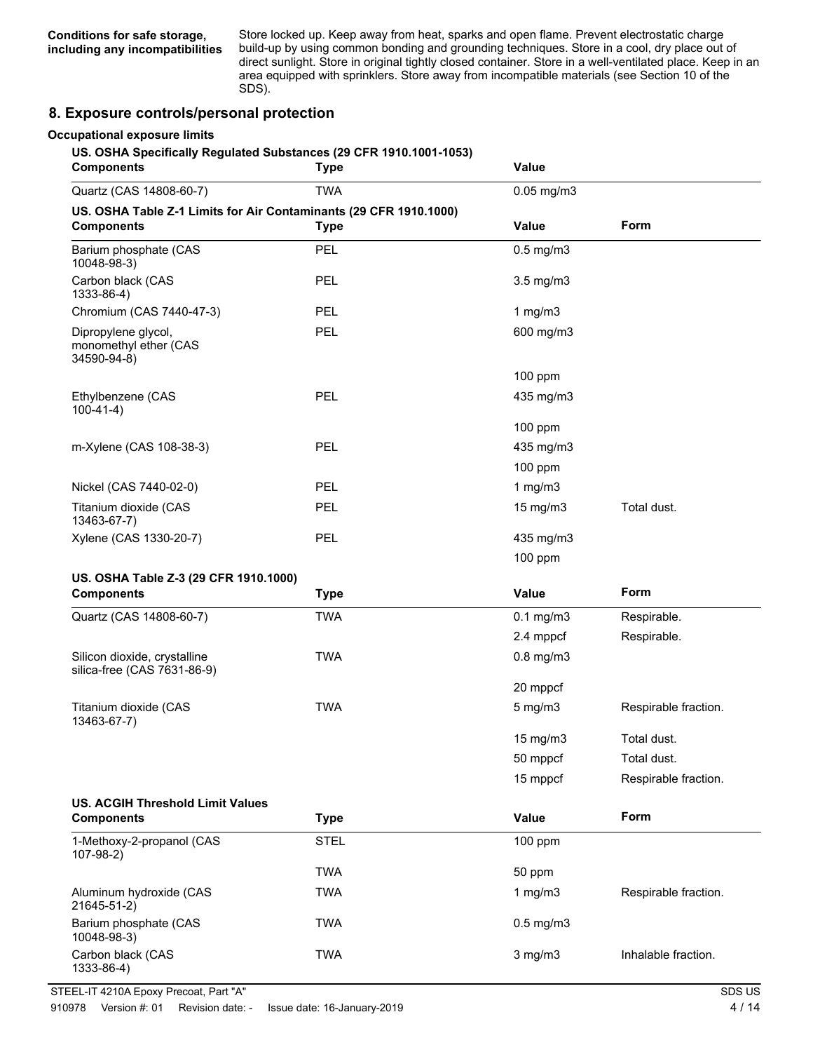**Conditions for safe storage, including any incompatibilities**

Store locked up. Keep away from heat, sparks and open flame. Prevent electrostatic charge build-up by using common bonding and grounding techniques. Store in a cool, dry place out of direct sunlight. Store in original tightly closed container. Store in a well-ventilated place. Keep in an area equipped with sprinklers. Store away from incompatible materials (see Section 10 of the SDS).

## 8. Exposure controls/personal protection

**Occupational exposure limits**

**US. OSHA Specifically Regulated Substances (29 CFR 1910.1001-1053)**

| Components | Type | Value |
|---|---|---|
| Quartz (CAS 14808-60-7) | TWA | 0.05 mg/m3 |

**US. OSHA Table Z-1 Limits for Air Contaminants (29 CFR 1910.1000)**

| Components | Type | Value | Form |
|---|---|---|---|
| Barium phosphate (CAS 10048-98-3) | PEL | 0.5 mg/m3 | |
| Carbon black (CAS 1333-86-4) | PEL | 3.5 mg/m3 | |
| Chromium (CAS 7440-47-3) | PEL | 1 mg/m3 | |
| Dipropylene glycol, monomethyl ether (CAS 34590-94-8) | PEL | 600 mg/m3 | |
| | | 100 ppm | |
| Ethylbenzene (CAS 100-41-4) | PEL | 435 mg/m3 | |
| | | 100 ppm | |
| m-Xylene (CAS 108-38-3) | PEL | 435 mg/m3 | |
| | | 100 ppm | |
| Nickel (CAS 7440-02-0) | PEL | 1 mg/m3 | |
| Titanium dioxide (CAS 13463-67-7) | PEL | 15 mg/m3 | Total dust. |
| Xylene (CAS 1330-20-7) | PEL | 435 mg/m3 | |
| | | 100 ppm | |

**US. OSHA Table Z-3 (29 CFR 1910.1000)**

| Components | Type | Value | Form |
|---|---|---|---|
| Quartz (CAS 14808-60-7) | TWA | 0.1 mg/m3 | Respirable. |
| | | 2.4 mppcf | Respirable. |
| Silicon dioxide, crystalline silica-free (CAS 7631-86-9) | TWA | 0.8 mg/m3 | |
| | | 20 mppcf | |
| Titanium dioxide (CAS 13463-67-7) | TWA | 5 mg/m3 | Respirable fraction. |
| | | 15 mg/m3 | Total dust. |
| | | 50 mppcf | Total dust. |
| | | 15 mppcf | Respirable fraction. |

**US. ACGIH Threshold Limit Values**

| Components | Type | Value | Form |
|---|---|---|---|
| 1-Methoxy-2-propanol (CAS 107-98-2) | STEL | 100 ppm | |
| | TWA | 50 ppm | |
| Aluminum hydroxide (CAS 21645-51-2) | TWA | 1 mg/m3 | Respirable fraction. |
| Barium phosphate (CAS 10048-98-3) | TWA | 0.5 mg/m3 | |
| Carbon black (CAS 1333-86-4) | TWA | 3 mg/m3 | Inhalable fraction. |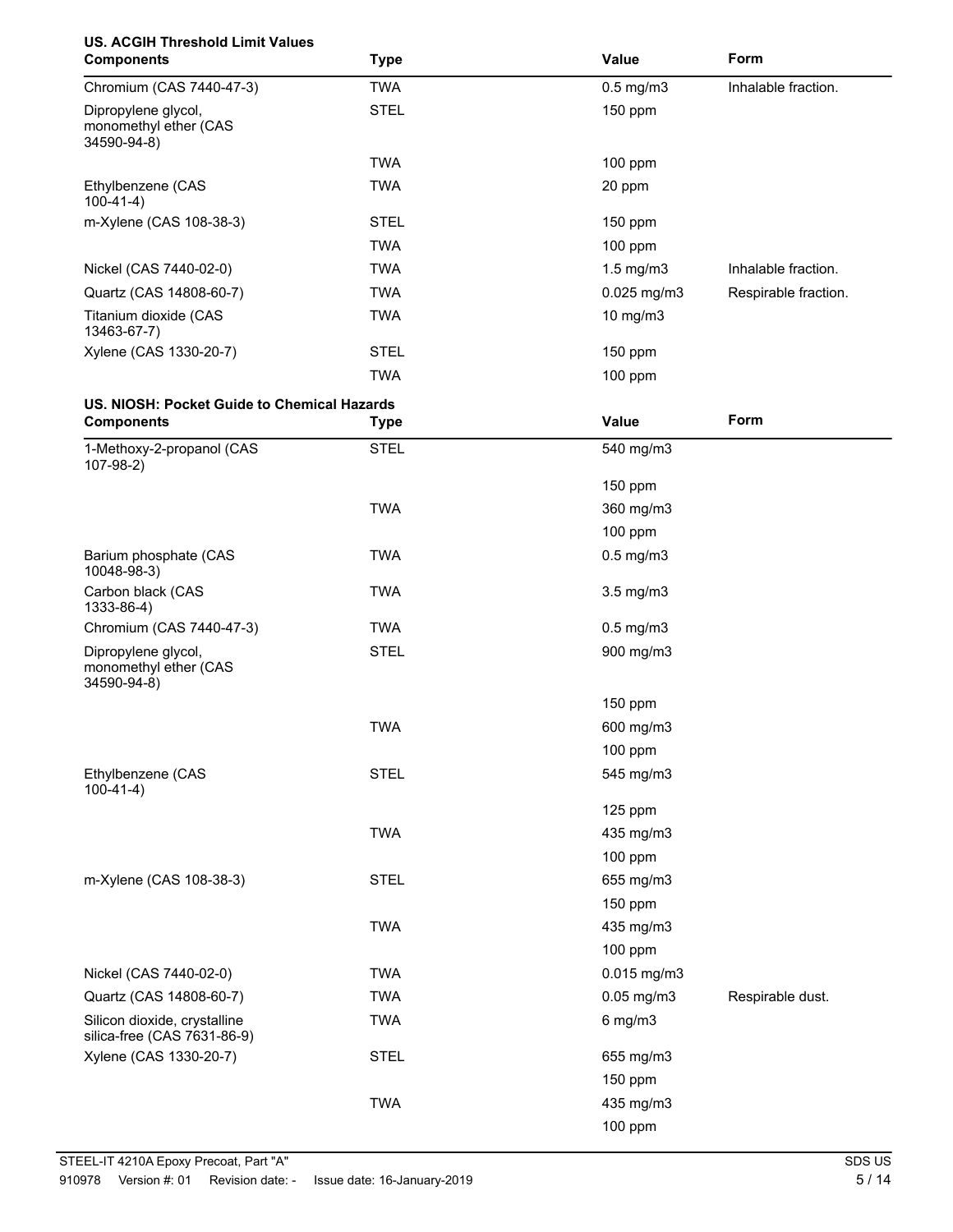**US. ACGIH Threshold Limit Values**

| Components | Type | Value | Form |
|---|---|---|---|
| Chromium (CAS 7440-47-3) | TWA | 0.5 mg/m3 | Inhalable fraction. |
| Dipropylene glycol, monomethyl ether (CAS 34590-94-8) | STEL | 150 ppm | |
| | TWA | 100 ppm | |
| Ethylbenzene (CAS 100-41-4) | TWA | 20 ppm | |
| m-Xylene (CAS 108-38-3) | STEL | 150 ppm | |
| | TWA | 100 ppm | |
| Nickel (CAS 7440-02-0) | TWA | 1.5 mg/m3 | Inhalable fraction. |
| Quartz (CAS 14808-60-7) | TWA | 0.025 mg/m3 | Respirable fraction. |
| Titanium dioxide (CAS 13463-67-7) | TWA | 10 mg/m3 | |
| Xylene (CAS 1330-20-7) | STEL | 150 ppm | |
| | TWA | 100 ppm | |

**US. NIOSH: Pocket Guide to Chemical Hazards**

| Components | Type | Value | Form |
|---|---|---|---|
| 1-Methoxy-2-propanol (CAS 107-98-2) | STEL | 540 mg/m3 | |
| | | 150 ppm | |
| | TWA | 360 mg/m3 | |
| | | 100 ppm | |
| Barium phosphate (CAS 10048-98-3) | TWA | 0.5 mg/m3 | |
| Carbon black (CAS 1333-86-4) | TWA | 3.5 mg/m3 | |
| Chromium (CAS 7440-47-3) | TWA | 0.5 mg/m3 | |
| Dipropylene glycol, monomethyl ether (CAS 34590-94-8) | STEL | 900 mg/m3 | |
| | | 150 ppm | |
| | TWA | 600 mg/m3 | |
| | | 100 ppm | |
| Ethylbenzene (CAS 100-41-4) | STEL | 545 mg/m3 | |
| | | 125 ppm | |
| | TWA | 435 mg/m3 | |
| | | 100 ppm | |
| m-Xylene (CAS 108-38-3) | STEL | 655 mg/m3 | |
| | | 150 ppm | |
| | TWA | 435 mg/m3 | |
| | | 100 ppm | |
| Nickel (CAS 7440-02-0) | TWA | 0.015 mg/m3 | |
| Quartz (CAS 14808-60-7) | TWA | 0.05 mg/m3 | Respirable dust. |
| Silicon dioxide, crystalline silica-free (CAS 7631-86-9) | TWA | 6 mg/m3 | |
| Xylene (CAS 1330-20-7) | STEL | 655 mg/m3 | |
| | | 150 ppm | |
| | TWA | 435 mg/m3 | |
| | | 100 ppm | |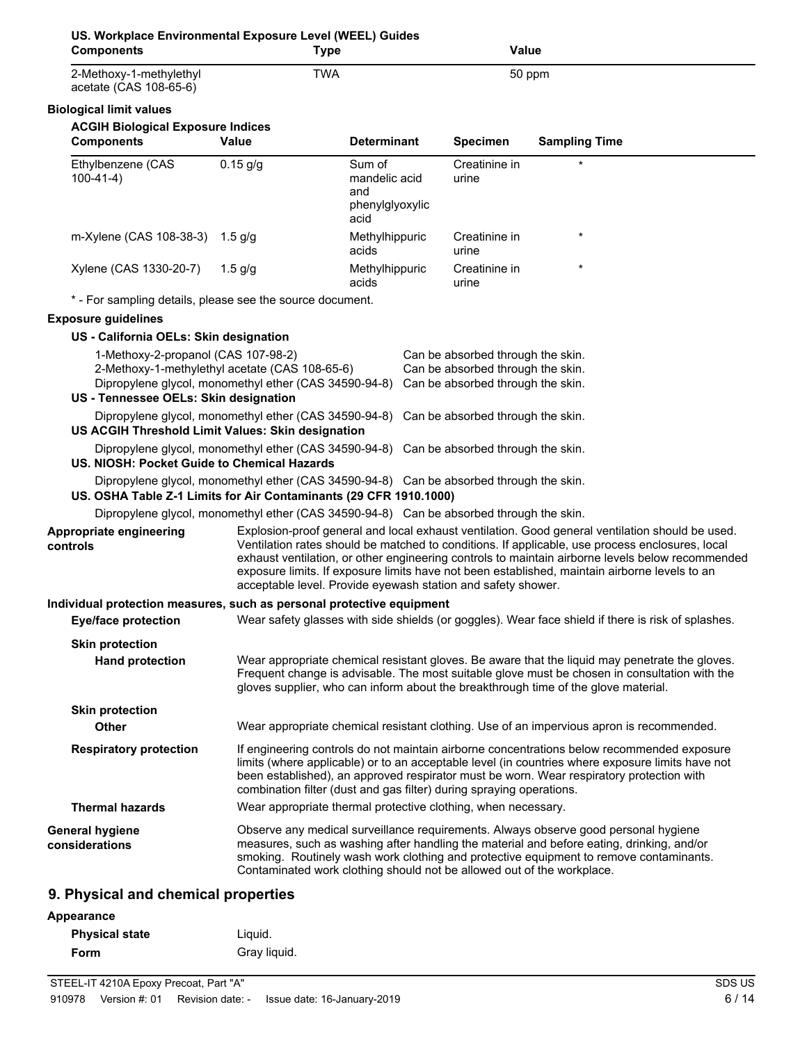**US. Workplace Environmental Exposure Level (WEEL) Guides**

| Components | Type | Value |
|---|---|---|
| 2-Methoxy-1-methylethyl acetate (CAS 108-65-6) | TWA | 50 ppm |

**Biological limit values**

**ACGIH Biological Exposure Indices**

| Components | Value | Determinant | Specimen | Sampling Time |
|---|---|---|---|---|
| Ethylbenzene (CAS 100-41-4) | 0.15 g/g | Sum of mandelic acid and phenylglyoxylic acid | Creatinine in urine | * |
| m-Xylene (CAS 108-38-3) | 1.5 g/g | Methylhippuric acids | Creatinine in urine | * |
| Xylene (CAS 1330-20-7) | 1.5 g/g | Methylhippuric acids | Creatinine in urine | * |

* - For sampling details, please see the source document.

**Exposure guidelines**

**US - California OELs: Skin designation**

1-Methoxy-2-propanol (CAS 107-98-2) Can be absorbed through the skin.
2-Methoxy-1-methylethyl acetate (CAS 108-65-6) Can be absorbed through the skin.
Dipropylene glycol, monomethyl ether (CAS 34590-94-8) Can be absorbed through the skin.

**US - Tennessee OELs: Skin designation**

Dipropylene glycol, monomethyl ether (CAS 34590-94-8) Can be absorbed through the skin.

**US ACGIH Threshold Limit Values: Skin designation**

Dipropylene glycol, monomethyl ether (CAS 34590-94-8) Can be absorbed through the skin.

**US. NIOSH: Pocket Guide to Chemical Hazards**

Dipropylene glycol, monomethyl ether (CAS 34590-94-8) Can be absorbed through the skin.

**US. OSHA Table Z-1 Limits for Air Contaminants (29 CFR 1910.1000)**

Dipropylene glycol, monomethyl ether (CAS 34590-94-8) Can be absorbed through the skin.

**Appropriate engineering controls**
Explosion-proof general and local exhaust ventilation. Good general ventilation should be used. Ventilation rates should be matched to conditions. If applicable, use process enclosures, local exhaust ventilation, or other engineering controls to maintain airborne levels below recommended exposure limits. If exposure limits have not been established, maintain airborne levels to an acceptable level. Provide eyewash station and safety shower.

**Individual protection measures, such as personal protective equipment**

**Eye/face protection**
Wear safety glasses with side shields (or goggles). Wear face shield if there is risk of splashes.

**Skin protection**

**Hand protection**
Wear appropriate chemical resistant gloves. Be aware that the liquid may penetrate the gloves. Frequent change is advisable. The most suitable glove must be chosen in consultation with the gloves supplier, who can inform about the breakthrough time of the glove material.

**Skin protection**

**Other**
Wear appropriate chemical resistant clothing. Use of an impervious apron is recommended.

**Respiratory protection**
If engineering controls do not maintain airborne concentrations below recommended exposure limits (where applicable) or to an acceptable level (in countries where exposure limits have not been established), an approved respirator must be worn. Wear respiratory protection with combination filter (dust and gas filter) during spraying operations.

**Thermal hazards**
Wear appropriate thermal protective clothing, when necessary.

**General hygiene considerations**
Observe any medical surveillance requirements. Always observe good personal hygiene measures, such as washing after handling the material and before eating, drinking, and/or smoking. Routinely wash work clothing and protective equipment to remove contaminants. Contaminated work clothing should not be allowed out of the workplace.

## 9. Physical and chemical properties

**Appearance**

**Physical state** Liquid.

**Form** Gray liquid.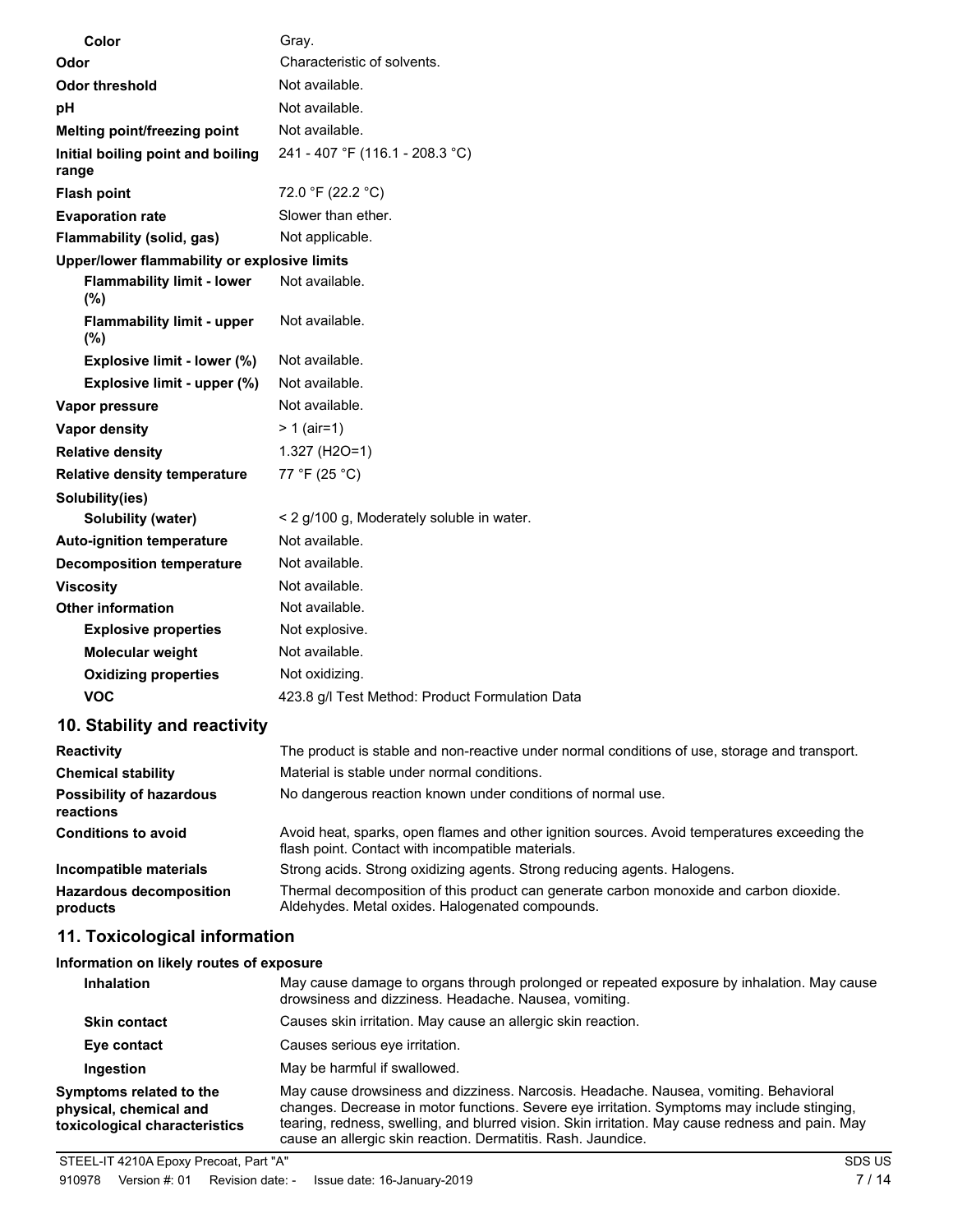| Property | Value |
| --- | --- |
| **Color** | Gray. |
| **Odor** | Characteristic of solvents. |
| **Odor threshold** | Not available. |
| **pH** | Not available. |
| **Melting point/freezing point** | Not available. |
| **Initial boiling point and boiling range** | 241 - 407 °F (116.1 - 208.3 °C) |
| **Flash point** | 72.0 °F (22.2 °C) |
| **Evaporation rate** | Slower than ether. |
| **Flammability (solid, gas)** | Not applicable. |
| **Upper/lower flammability or explosive limits** | |
| **Flammability limit - lower (%)** | Not available. |
| **Flammability limit - upper (%)** | Not available. |
| **Explosive limit - lower (%)** | Not available. |
| **Explosive limit - upper (%)** | Not available. |
| **Vapor pressure** | Not available. |
| **Vapor density** | > 1 (air=1) |
| **Relative density** | 1.327 (H2O=1) |
| **Relative density temperature** | 77 °F (25 °C) |
| **Solubility(ies)** | |
| **Solubility (water)** | < 2 g/100 g, Moderately soluble in water. |
| **Auto-ignition temperature** | Not available. |
| **Decomposition temperature** | Not available. |
| **Viscosity** | Not available. |
| **Other information** | Not available. |
| **Explosive properties** | Not explosive. |
| **Molecular weight** | Not available. |
| **Oxidizing properties** | Not oxidizing. |
| **VOC** | 423.8 g/l Test Method: Product Formulation Data |

## 10. Stability and reactivity

| | |
| --- | --- |
| **Reactivity** | The product is stable and non-reactive under normal conditions of use, storage and transport. |
| **Chemical stability** | Material is stable under normal conditions. |
| **Possibility of hazardous reactions** | No dangerous reaction known under conditions of normal use. |
| **Conditions to avoid** | Avoid heat, sparks, open flames and other ignition sources. Avoid temperatures exceeding the flash point. Contact with incompatible materials. |
| **Incompatible materials** | Strong acids. Strong oxidizing agents. Strong reducing agents. Halogens. |
| **Hazardous decomposition products** | Thermal decomposition of this product can generate carbon monoxide and carbon dioxide. Aldehydes. Metal oxides. Halogenated compounds. |

## 11. Toxicological information

**Information on likely routes of exposure**

| | |
| --- | --- |
| **Inhalation** | May cause damage to organs through prolonged or repeated exposure by inhalation. May cause drowsiness and dizziness. Headache. Nausea, vomiting. |
| **Skin contact** | Causes skin irritation. May cause an allergic skin reaction. |
| **Eye contact** | Causes serious eye irritation. |
| **Ingestion** | May be harmful if swallowed. |
| **Symptoms related to the physical, chemical and toxicological characteristics** | May cause drowsiness and dizziness. Narcosis. Headache. Nausea, vomiting. Behavioral changes. Decrease in motor functions. Severe eye irritation. Symptoms may include stinging, tearing, redness, swelling, and blurred vision. Skin irritation. May cause redness and pain. May cause an allergic skin reaction. Dermatitis. Rash. Jaundice. |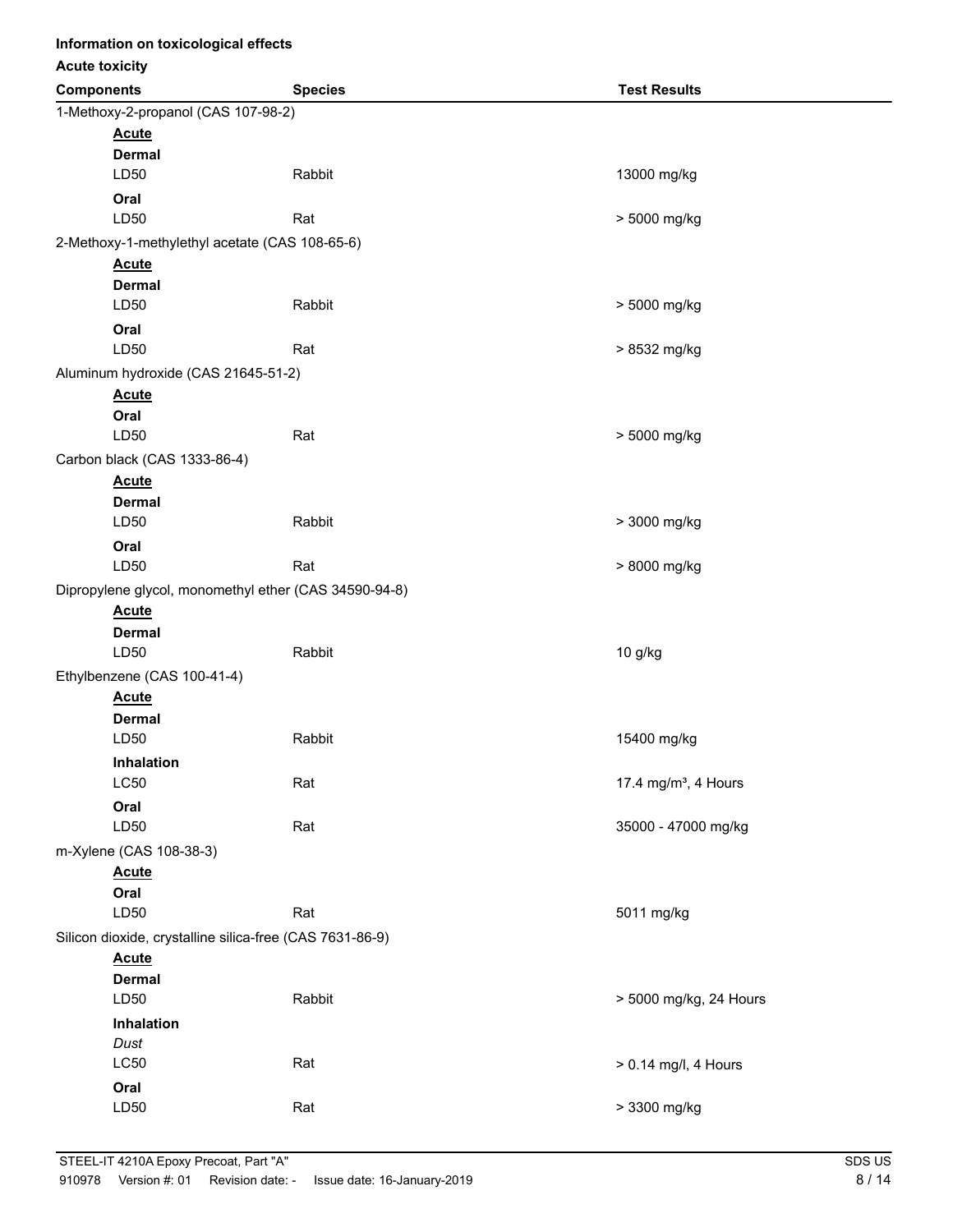**Information on toxicological effects**

**Acute toxicity**

| Components | Species | Test Results |
| --- | --- | --- |
| 1-Methoxy-2-propanol (CAS 107-98-2) | | |
| **Acute** | | |
| **Dermal** | | |
| LD50 | Rabbit | 13000 mg/kg |
| **Oral** | | |
| LD50 | Rat | > 5000 mg/kg |
| 2-Methoxy-1-methylethyl acetate (CAS 108-65-6) | | |
| **Acute** | | |
| **Dermal** | | |
| LD50 | Rabbit | > 5000 mg/kg |
| **Oral** | | |
| LD50 | Rat | > 8532 mg/kg |
| Aluminum hydroxide (CAS 21645-51-2) | | |
| **Acute** | | |
| **Oral** | | |
| LD50 | Rat | > 5000 mg/kg |
| Carbon black (CAS 1333-86-4) | | |
| **Acute** | | |
| **Dermal** | | |
| LD50 | Rabbit | > 3000 mg/kg |
| **Oral** | | |
| LD50 | Rat | > 8000 mg/kg |
| Dipropylene glycol, monomethyl ether (CAS 34590-94-8) | | |
| **Acute** | | |
| **Dermal** | | |
| LD50 | Rabbit | 10 g/kg |
| Ethylbenzene (CAS 100-41-4) | | |
| **Acute** | | |
| **Dermal** | | |
| LD50 | Rabbit | 15400 mg/kg |
| **Inhalation** | | |
| LC50 | Rat | 17.4 mg/m³, 4 Hours |
| **Oral** | | |
| LD50 | Rat | 35000 - 47000 mg/kg |
| m-Xylene (CAS 108-38-3) | | |
| **Acute** | | |
| **Oral** | | |
| LD50 | Rat | 5011 mg/kg |
| Silicon dioxide, crystalline silica-free (CAS 7631-86-9) | | |
| **Acute** | | |
| **Dermal** | | |
| LD50 | Rabbit | > 5000 mg/kg, 24 Hours |
| **Inhalation** | | |
| *Dust* | | |
| LC50 | Rat | > 0.14 mg/l, 4 Hours |
| **Oral** | | |
| LD50 | Rat | > 3300 mg/kg |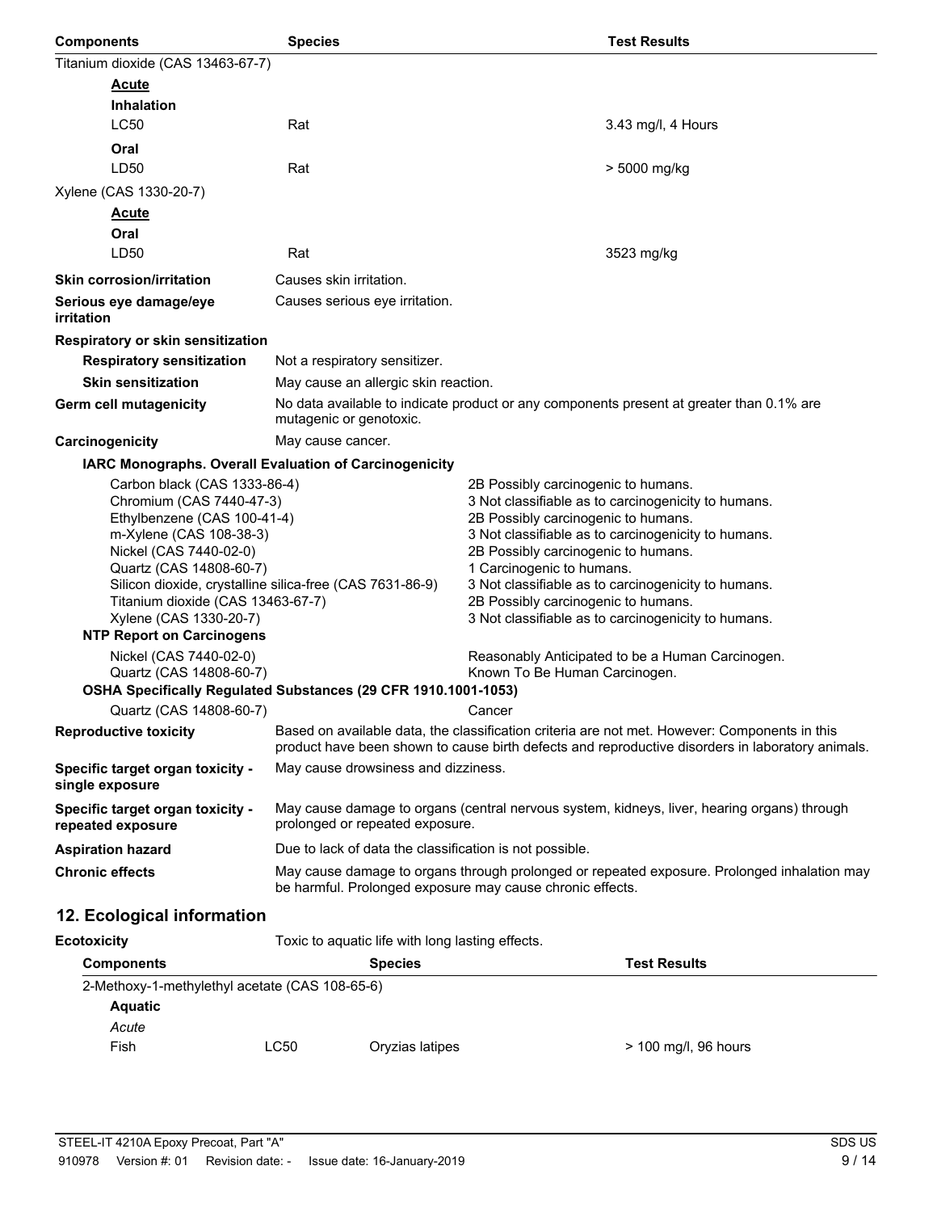| Components | Species | Test Results |
|---|---|---|
| Titanium dioxide (CAS 13463-67-7) | | |
| **Acute** | | |
| **Inhalation** | | |
| LC50 | Rat | 3.43 mg/l, 4 Hours |
| **Oral** | | |
| LD50 | Rat | > 5000 mg/kg |
| Xylene (CAS 1330-20-7) | | |
| **Acute** | | |
| **Oral** | | |
| LD50 | Rat | 3523 mg/kg |

**Skin corrosion/irritation** Causes skin irritation.

**Serious eye damage/eye irritation** Causes serious eye irritation.

**Respiratory or skin sensitization**

**Respiratory sensitization** Not a respiratory sensitizer.

**Skin sensitization** May cause an allergic skin reaction.

**Germ cell mutagenicity** No data available to indicate product or any components present at greater than 0.1% are mutagenic or genotoxic.

**Carcinogenicity** May cause cancer.

**IARC Monographs. Overall Evaluation of Carcinogenicity**

| | |
|---|---|
| Carbon black (CAS 1333-86-4) | 2B Possibly carcinogenic to humans. |
| Chromium (CAS 7440-47-3) | 3 Not classifiable as to carcinogenicity to humans. |
| Ethylbenzene (CAS 100-41-4) | 2B Possibly carcinogenic to humans. |
| m-Xylene (CAS 108-38-3) | 3 Not classifiable as to carcinogenicity to humans. |
| Nickel (CAS 7440-02-0) | 2B Possibly carcinogenic to humans. |
| Quartz (CAS 14808-60-7) | 1 Carcinogenic to humans. |
| Silicon dioxide, crystalline silica-free (CAS 7631-86-9) | 3 Not classifiable as to carcinogenicity to humans. |
| Titanium dioxide (CAS 13463-67-7) | 2B Possibly carcinogenic to humans. |
| Xylene (CAS 1330-20-7) | 3 Not classifiable as to carcinogenicity to humans. |

**NTP Report on Carcinogens**

| | |
|---|---|
| Nickel (CAS 7440-02-0) | Reasonably Anticipated to be a Human Carcinogen. |
| Quartz (CAS 14808-60-7) | Known To Be Human Carcinogen. |

**OSHA Specifically Regulated Substances (29 CFR 1910.1001-1053)**

| | |
|---|---|
| Quartz (CAS 14808-60-7) | Cancer |

**Reproductive toxicity** Based on available data, the classification criteria are not met. However: Components in this product have been shown to cause birth defects and reproductive disorders in laboratory animals.

**Specific target organ toxicity - single exposure** May cause drowsiness and dizziness.

**Specific target organ toxicity - repeated exposure** May cause damage to organs (central nervous system, kidneys, liver, hearing organs) through prolonged or repeated exposure.

**Aspiration hazard** Due to lack of data the classification is not possible.

**Chronic effects** May cause damage to organs through prolonged or repeated exposure. Prolonged inhalation may be harmful. Prolonged exposure may cause chronic effects.

## 12. Ecological information

**Ecotoxicity** Toxic to aquatic life with long lasting effects.

| Components | | Species | Test Results |
|---|---|---|---|
| 2-Methoxy-1-methylethyl acetate (CAS 108-65-6) | | | |
| **Aquatic** | | | |
| *Acute* | | | |
| Fish | LC50 | Oryzias latipes | > 100 mg/l, 96 hours |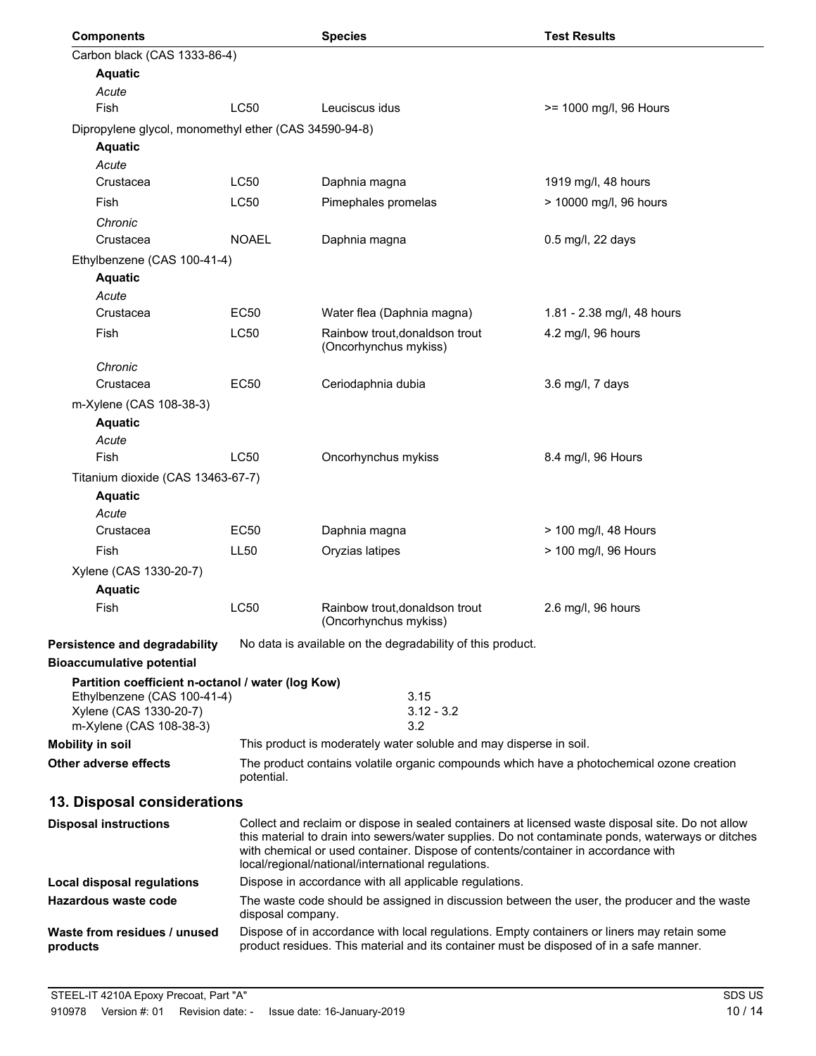| Components | | Species | Test Results |
|---|---|---|---|
| Carbon black (CAS 1333-86-4) | | | |
| **Aquatic** | | | |
| *Acute* | | | |
| Fish | LC50 | Leuciscus idus | >= 1000 mg/l, 96 Hours |
| Dipropylene glycol, monomethyl ether (CAS 34590-94-8) | | | |
| **Aquatic** | | | |
| *Acute* | | | |
| Crustacea | LC50 | Daphnia magna | 1919 mg/l, 48 hours |
| Fish | LC50 | Pimephales promelas | > 10000 mg/l, 96 hours |
| *Chronic* | | | |
| Crustacea | NOAEL | Daphnia magna | 0.5 mg/l, 22 days |
| Ethylbenzene (CAS 100-41-4) | | | |
| **Aquatic** | | | |
| *Acute* | | | |
| Crustacea | EC50 | Water flea (Daphnia magna) | 1.81 - 2.38 mg/l, 48 hours |
| Fish | LC50 | Rainbow trout,donaldson trout (Oncorhynchus mykiss) | 4.2 mg/l, 96 hours |
| *Chronic* | | | |
| Crustacea | EC50 | Ceriodaphnia dubia | 3.6 mg/l, 7 days |
| m-Xylene (CAS 108-38-3) | | | |
| **Aquatic** | | | |
| *Acute* | | | |
| Fish | LC50 | Oncorhynchus mykiss | 8.4 mg/l, 96 Hours |
| Titanium dioxide (CAS 13463-67-7) | | | |
| **Aquatic** | | | |
| *Acute* | | | |
| Crustacea | EC50 | Daphnia magna | > 100 mg/l, 48 Hours |
| Fish | LL50 | Oryzias latipes | > 100 mg/l, 96 Hours |
| Xylene (CAS 1330-20-7) | | | |
| **Aquatic** | | | |
| Fish | LC50 | Rainbow trout,donaldson trout (Oncorhynchus mykiss) | 2.6 mg/l, 96 hours |

**Persistence and degradability** No data is available on the degradability of this product.

**Bioaccumulative potential**

**Partition coefficient n-octanol / water (log Kow)**

| | |
|---|---|
| Ethylbenzene (CAS 100-41-4) | 3.15 |
| Xylene (CAS 1330-20-7) | 3.12 - 3.2 |
| m-Xylene (CAS 108-38-3) | 3.2 |

**Mobility in soil** This product is moderately water soluble and may disperse in soil.

**Other adverse effects** The product contains volatile organic compounds which have a photochemical ozone creation potential.

## 13. Disposal considerations

**Disposal instructions** Collect and reclaim or dispose in sealed containers at licensed waste disposal site. Do not allow this material to drain into sewers/water supplies. Do not contaminate ponds, waterways or ditches with chemical or used container. Dispose of contents/container in accordance with local/regional/national/international regulations.

**Local disposal regulations** Dispose in accordance with all applicable regulations.

**Hazardous waste code** The waste code should be assigned in discussion between the user, the producer and the waste disposal company.

**Waste from residues / unused products** Dispose of in accordance with local regulations. Empty containers or liners may retain some product residues. This material and its container must be disposed of in a safe manner.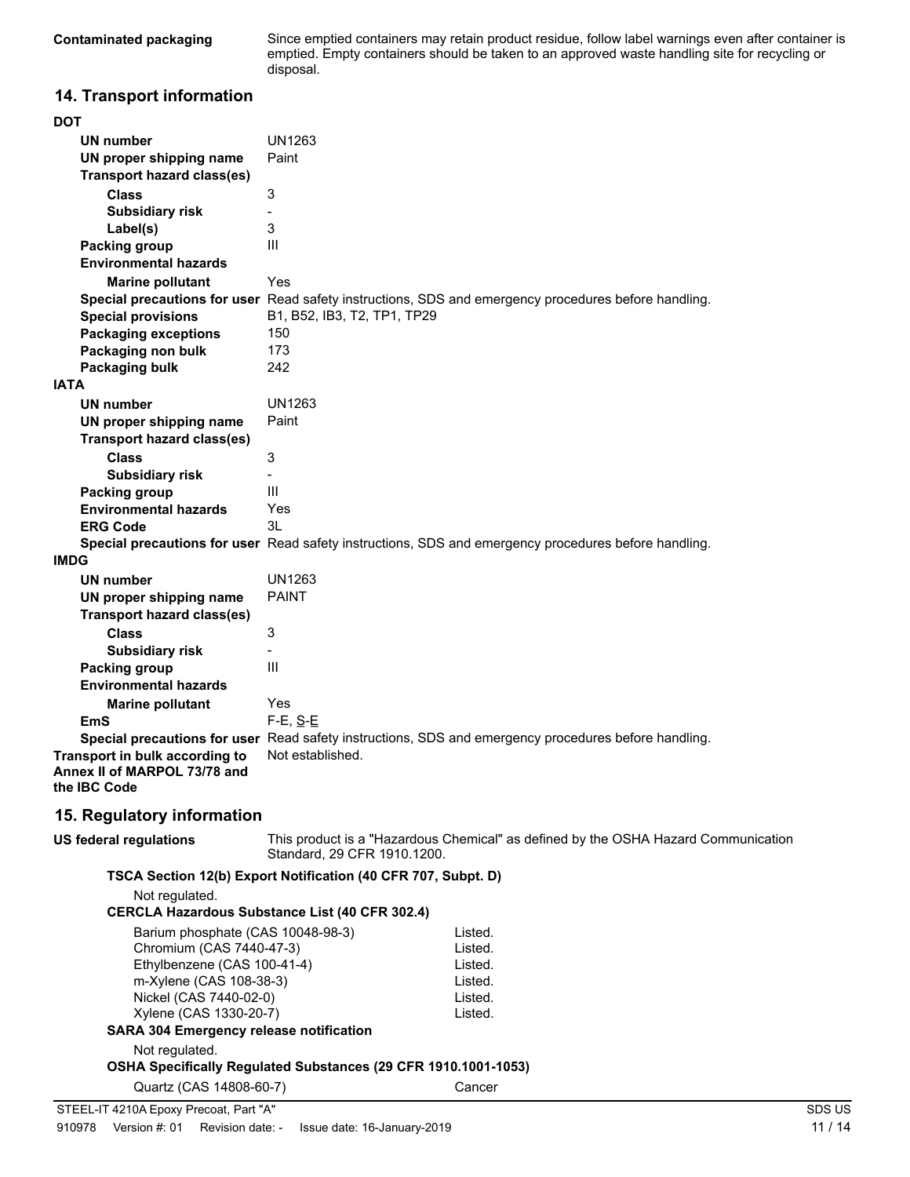**Contaminated packaging** Since emptied containers may retain product residue, follow label warnings even after container is emptied. Empty containers should be taken to an approved waste handling site for recycling or disposal.

## 14. Transport information

**DOT**

| | |
|---|---|
| **UN number** | UN1263 |
| **UN proper shipping name** | Paint |
| **Transport hazard class(es)** | |
| **Class** | 3 |
| **Subsidiary risk** | - |
| **Label(s)** | 3 |
| **Packing group** | III |
| **Environmental hazards** | |
| **Marine pollutant** | Yes |
| **Special precautions for user** | Read safety instructions, SDS and emergency procedures before handling. |
| **Special provisions** | B1, B52, IB3, T2, TP1, TP29 |
| **Packaging exceptions** | 150 |
| **Packaging non bulk** | 173 |
| **Packaging bulk** | 242 |

**IATA**

| | |
|---|---|
| **UN number** | UN1263 |
| **UN proper shipping name** | Paint |
| **Transport hazard class(es)** | |
| **Class** | 3 |
| **Subsidiary risk** | - |
| **Packing group** | III |
| **Environmental hazards** | Yes |
| **ERG Code** | 3L |
| **Special precautions for user** | Read safety instructions, SDS and emergency procedures before handling. |

**IMDG**

| | |
|---|---|
| **UN number** | UN1263 |
| **UN proper shipping name** | PAINT |
| **Transport hazard class(es)** | |
| **Class** | 3 |
| **Subsidiary risk** | - |
| **Packing group** | III |
| **Environmental hazards** | |
| **Marine pollutant** | Yes |
| **EmS** | F-E, S-E |
| **Special precautions for user** | Read safety instructions, SDS and emergency procedures before handling. |

**Transport in bulk according to Annex II of MARPOL 73/78 and the IBC Code** Not established.

## 15. Regulatory information

**US federal regulations** This product is a "Hazardous Chemical" as defined by the OSHA Hazard Communication Standard, 29 CFR 1910.1200.

**TSCA Section 12(b) Export Notification (40 CFR 707, Subpt. D)**

Not regulated.

**CERCLA Hazardous Substance List (40 CFR 302.4)**

| | |
|---|---|
| Barium phosphate (CAS 10048-98-3) | Listed. |
| Chromium (CAS 7440-47-3) | Listed. |
| Ethylbenzene (CAS 100-41-4) | Listed. |
| m-Xylene (CAS 108-38-3) | Listed. |
| Nickel (CAS 7440-02-0) | Listed. |
| Xylene (CAS 1330-20-7) | Listed. |

**SARA 304 Emergency release notification**

Not regulated.

**OSHA Specifically Regulated Substances (29 CFR 1910.1001-1053)**

| | |
|---|---|
| Quartz (CAS 14808-60-7) | Cancer |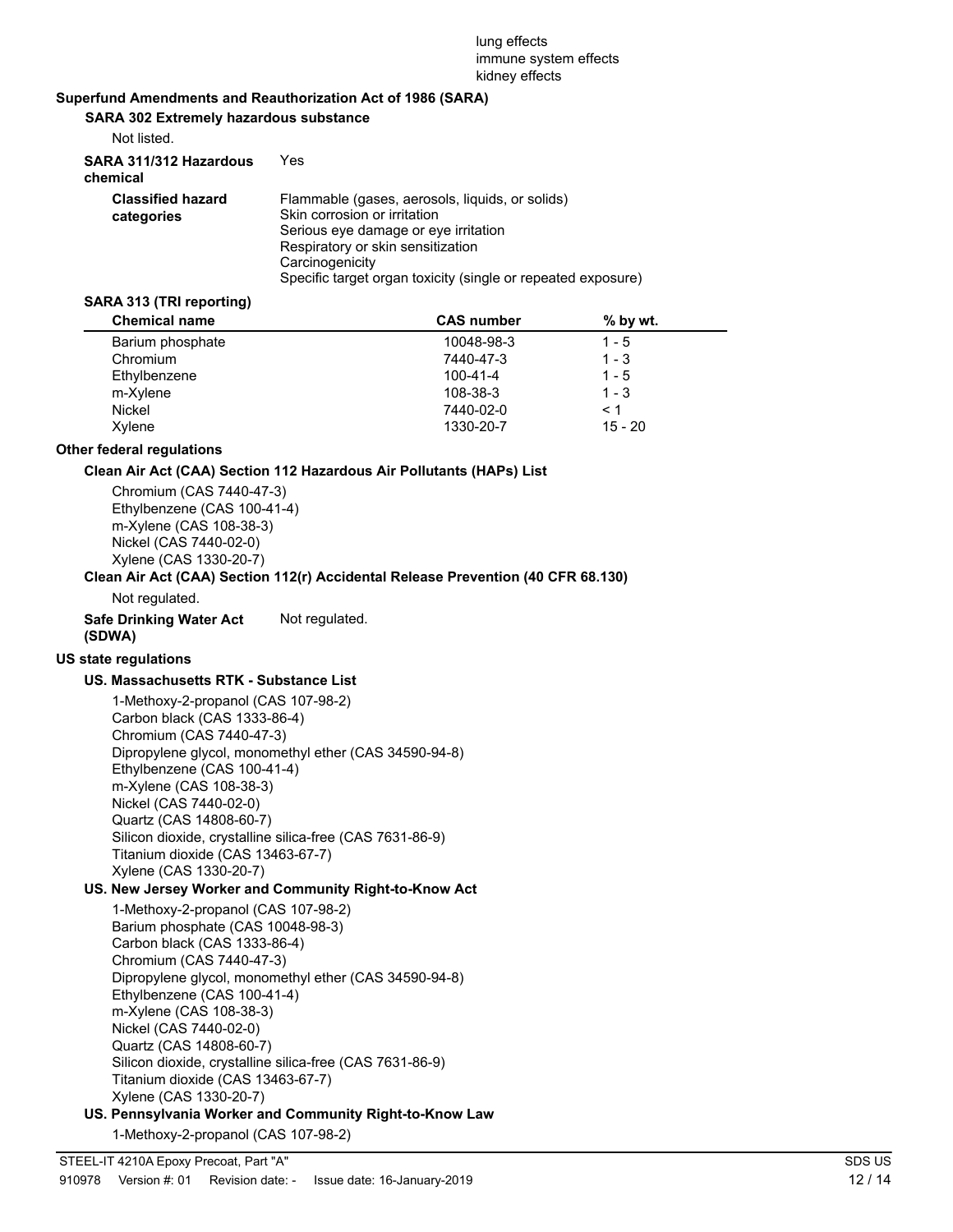lung effects
immune system effects
kidney effects

**Superfund Amendments and Reauthorization Act of 1986 (SARA)**

**SARA 302 Extremely hazardous substance**

Not listed.

**SARA 311/312 Hazardous chemical** Yes

**Classified hazard categories**
Flammable (gases, aerosols, liquids, or solids)
Skin corrosion or irritation
Serious eye damage or eye irritation
Respiratory or skin sensitization
Carcinogenicity
Specific target organ toxicity (single or repeated exposure)

**SARA 313 (TRI reporting)**

| Chemical name | CAS number | % by wt. |
|---|---|---|
| Barium phosphate | 10048-98-3 | 1 - 5 |
| Chromium | 7440-47-3 | 1 - 3 |
| Ethylbenzene | 100-41-4 | 1 - 5 |
| m-Xylene | 108-38-3 | 1 - 3 |
| Nickel | 7440-02-0 | < 1 |
| Xylene | 1330-20-7 | 15 - 20 |

**Other federal regulations**

**Clean Air Act (CAA) Section 112 Hazardous Air Pollutants (HAPs) List**

Chromium (CAS 7440-47-3)
Ethylbenzene (CAS 100-41-4)
m-Xylene (CAS 108-38-3)
Nickel (CAS 7440-02-0)
Xylene (CAS 1330-20-7)

**Clean Air Act (CAA) Section 112(r) Accidental Release Prevention (40 CFR 68.130)**

Not regulated.

**Safe Drinking Water Act (SDWA)** Not regulated.

**US state regulations**

**US. Massachusetts RTK - Substance List**

1-Methoxy-2-propanol (CAS 107-98-2)
Carbon black (CAS 1333-86-4)
Chromium (CAS 7440-47-3)
Dipropylene glycol, monomethyl ether (CAS 34590-94-8)
Ethylbenzene (CAS 100-41-4)
m-Xylene (CAS 108-38-3)
Nickel (CAS 7440-02-0)
Quartz (CAS 14808-60-7)
Silicon dioxide, crystalline silica-free (CAS 7631-86-9)
Titanium dioxide (CAS 13463-67-7)
Xylene (CAS 1330-20-7)

**US. New Jersey Worker and Community Right-to-Know Act**

1-Methoxy-2-propanol (CAS 107-98-2)
Barium phosphate (CAS 10048-98-3)
Carbon black (CAS 1333-86-4)
Chromium (CAS 7440-47-3)
Dipropylene glycol, monomethyl ether (CAS 34590-94-8)
Ethylbenzene (CAS 100-41-4)
m-Xylene (CAS 108-38-3)
Nickel (CAS 7440-02-0)
Quartz (CAS 14808-60-7)
Silicon dioxide, crystalline silica-free (CAS 7631-86-9)
Titanium dioxide (CAS 13463-67-7)
Xylene (CAS 1330-20-7)

**US. Pennsylvania Worker and Community Right-to-Know Law**

1-Methoxy-2-propanol (CAS 107-98-2)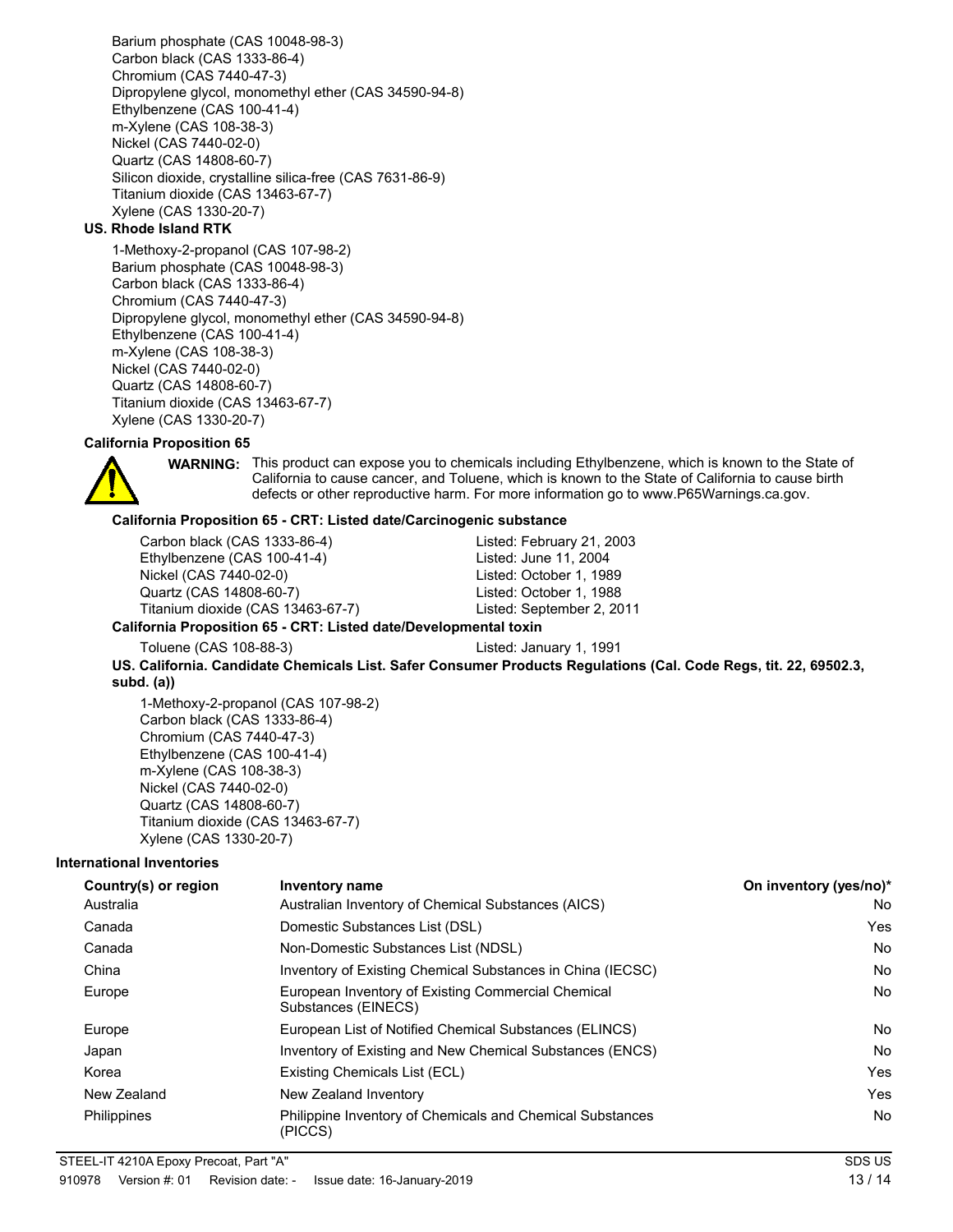Barium phosphate (CAS 10048-98-3)
Carbon black (CAS 1333-86-4)
Chromium (CAS 7440-47-3)
Dipropylene glycol, monomethyl ether (CAS 34590-94-8)
Ethylbenzene (CAS 100-41-4)
m-Xylene (CAS 108-38-3)
Nickel (CAS 7440-02-0)
Quartz (CAS 14808-60-7)
Silicon dioxide, crystalline silica-free (CAS 7631-86-9)
Titanium dioxide (CAS 13463-67-7)
Xylene (CAS 1330-20-7)

**US. Rhode Island RTK**

1-Methoxy-2-propanol (CAS 107-98-2)
Barium phosphate (CAS 10048-98-3)
Carbon black (CAS 1333-86-4)
Chromium (CAS 7440-47-3)
Dipropylene glycol, monomethyl ether (CAS 34590-94-8)
Ethylbenzene (CAS 100-41-4)
m-Xylene (CAS 108-38-3)
Nickel (CAS 7440-02-0)
Quartz (CAS 14808-60-7)
Titanium dioxide (CAS 13463-67-7)
Xylene (CAS 1330-20-7)

**California Proposition 65**

**WARNING:** This product can expose you to chemicals including Ethylbenzene, which is known to the State of California to cause cancer, and Toluene, which is known to the State of California to cause birth defects or other reproductive harm. For more information go to www.P65Warnings.ca.gov.

**California Proposition 65 - CRT: Listed date/Carcinogenic substance**

| | |
|---|---|
| Carbon black (CAS 1333-86-4) | Listed: February 21, 2003 |
| Ethylbenzene (CAS 100-41-4) | Listed: June 11, 2004 |
| Nickel (CAS 7440-02-0) | Listed: October 1, 1989 |
| Quartz (CAS 14808-60-7) | Listed: October 1, 1988 |
| Titanium dioxide (CAS 13463-67-7) | Listed: September 2, 2011 |

**California Proposition 65 - CRT: Listed date/Developmental toxin**

| | |
|---|---|
| Toluene (CAS 108-88-3) | Listed: January 1, 1991 |

**US. California. Candidate Chemicals List. Safer Consumer Products Regulations (Cal. Code Regs, tit. 22, 69502.3, subd. (a))**

1-Methoxy-2-propanol (CAS 107-98-2)
Carbon black (CAS 1333-86-4)
Chromium (CAS 7440-47-3)
Ethylbenzene (CAS 100-41-4)
m-Xylene (CAS 108-38-3)
Nickel (CAS 7440-02-0)
Quartz (CAS 14808-60-7)
Titanium dioxide (CAS 13463-67-7)
Xylene (CAS 1330-20-7)

**International Inventories**

| Country(s) or region | Inventory name | On inventory (yes/no)* |
|---|---|---|
| Australia | Australian Inventory of Chemical Substances (AICS) | No |
| Canada | Domestic Substances List (DSL) | Yes |
| Canada | Non-Domestic Substances List (NDSL) | No |
| China | Inventory of Existing Chemical Substances in China (IECSC) | No |
| Europe | European Inventory of Existing Commercial Chemical Substances (EINECS) | No |
| Europe | European List of Notified Chemical Substances (ELINCS) | No |
| Japan | Inventory of Existing and New Chemical Substances (ENCS) | No |
| Korea | Existing Chemicals List (ECL) | Yes |
| New Zealand | New Zealand Inventory | Yes |
| Philippines | Philippine Inventory of Chemicals and Chemical Substances (PICCS) | No |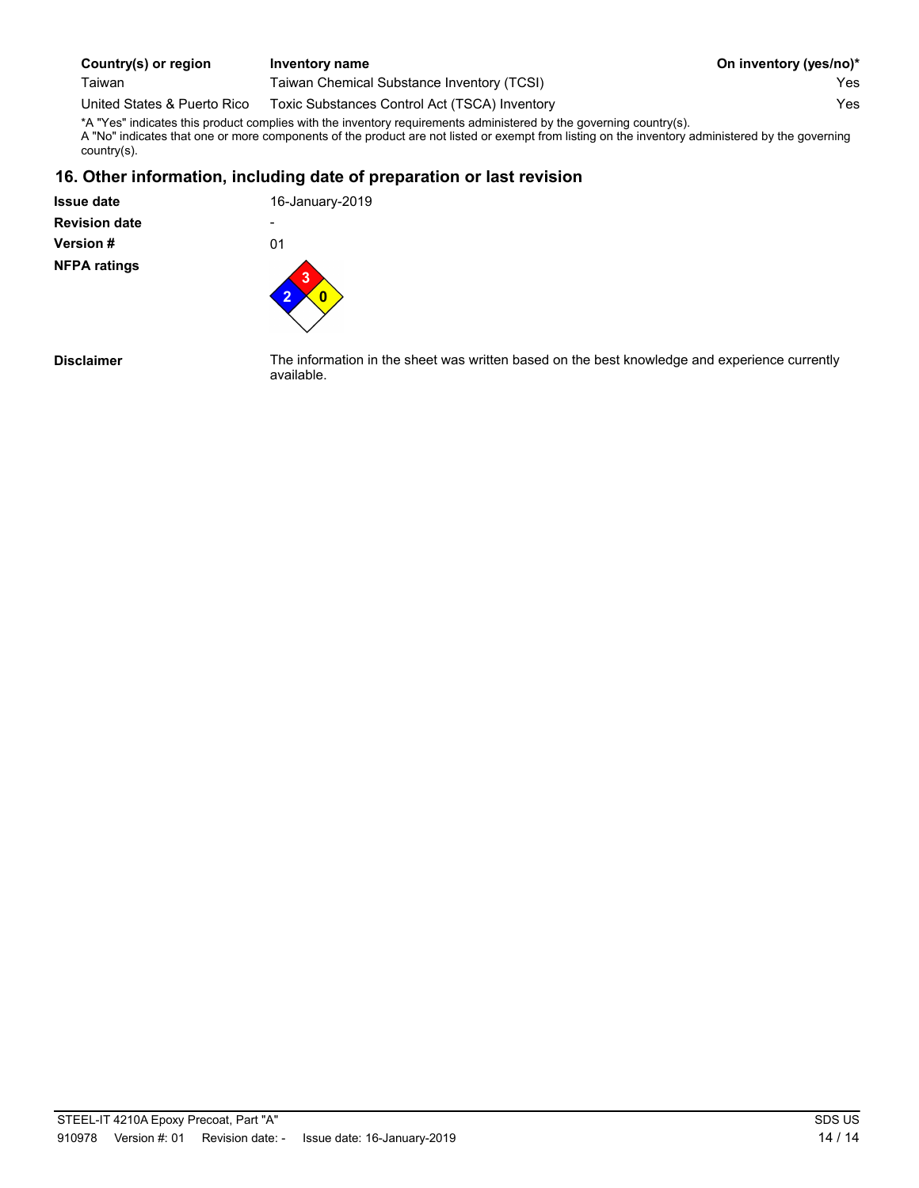| Country(s) or region | Inventory name | On inventory (yes/no)* |
|---|---|---|
| Taiwan | Taiwan Chemical Substance Inventory (TCSI) | Yes |
| United States & Puerto Rico | Toxic Substances Control Act (TSCA) Inventory | Yes |

*A "Yes" indicates this product complies with the inventory requirements administered by the governing country(s).
A "No" indicates that one or more components of the product are not listed or exempt from listing on the inventory administered by the governing country(s).

## 16. Other information, including date of preparation or last revision

**Issue date** 16-January-2019

**Revision date** -

**Version #** 01

**NFPA ratings**

3
2
0

**Disclaimer** The information in the sheet was written based on the best knowledge and experience currently available.